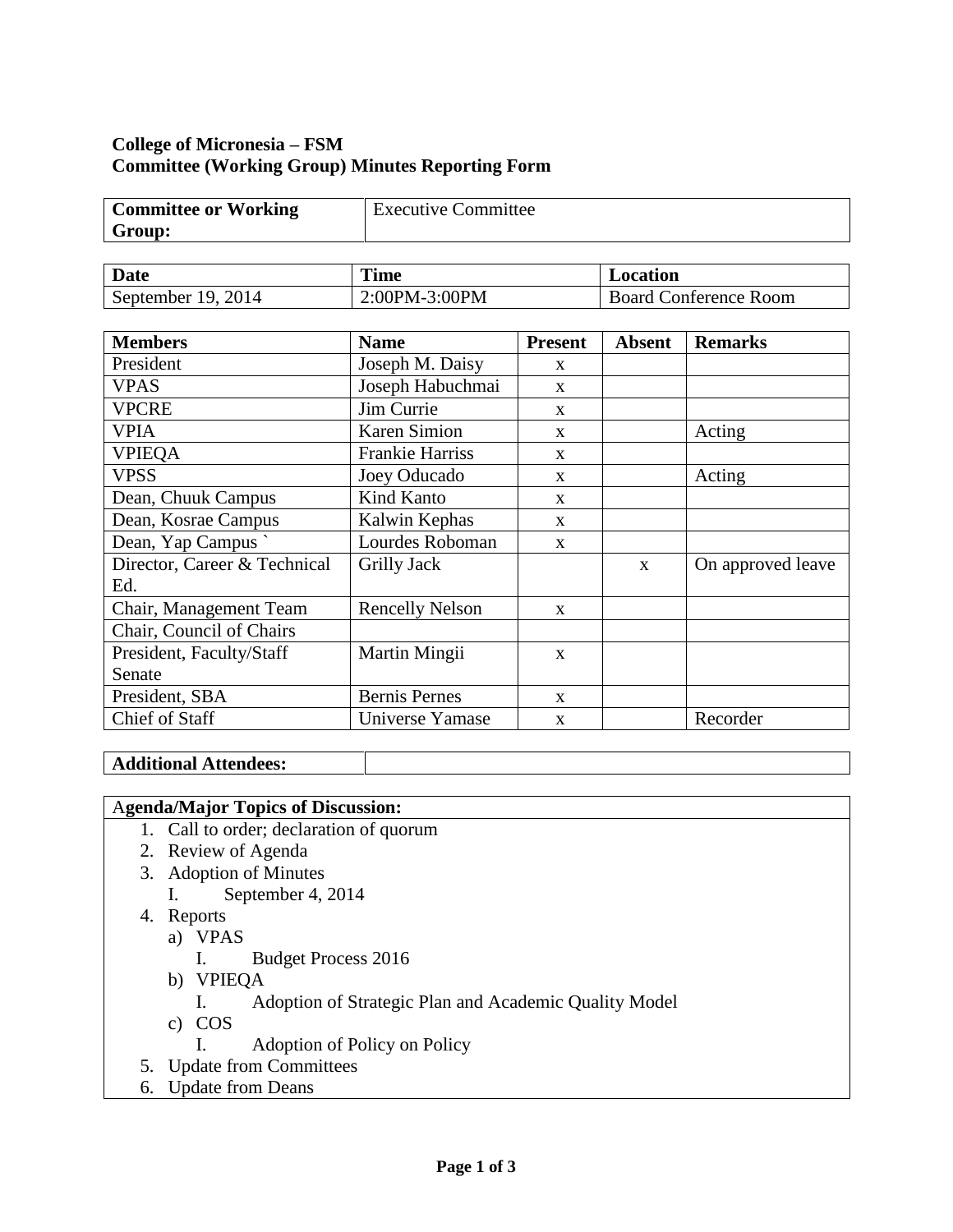**College of Micronesia – FSM**
**Committee (Working Group) Minutes Reporting Form**

| **Committee or Working Group:** | Executive Committee |
|---|---|

| **Date** | **Time** | **Location** |
|---|---|---|
| September 19, 2014 | 2:00PM-3:00PM | Board Conference Room |

| **Members** | **Name** | **Present** | **Absent** | **Remarks** |
|---|---|---|---|---|
| President | Joseph M. Daisy | x | | |
| VPAS | Joseph Habuchmai | x | | |
| VPCRE | Jim Currie | x | | |
| VPIA | Karen Simion | x | | Acting |
| VPIEQA | Frankie Harriss | x | | |
| VPSS | Joey Oducado | x | | Acting |
| Dean, Chuuk Campus | Kind Kanto | x | | |
| Dean, Kosrae Campus | Kalwin Kephas | x | | |
| Dean, Yap Campus ` | Lourdes Roboman | x | | |
| Director, Career & Technical Ed. | Grilly Jack | | x | On approved leave |
| Chair, Management Team | Rencelly Nelson | x | | |
| Chair, Council of Chairs | | | | |
| President, Faculty/Staff Senate | Martin Mingii | x | | |
| President, SBA | Bernis Pernes | x | | |
| Chief of Staff | Universe Yamase | x | | Recorder |

| **Additional Attendees:** | |
|---|---|

**Agenda/Major Topics of Discussion:**

1. Call to order; declaration of quorum
2. Review of Agenda
3. Adoption of Minutes
   I. September 4, 2014
4. Reports
   a) VPAS
      I. Budget Process 2016
   b) VPIEQA
      I. Adoption of Strategic Plan and Academic Quality Model
   c) COS
      I. Adoption of Policy on Policy
5. Update from Committees
6. Update from Deans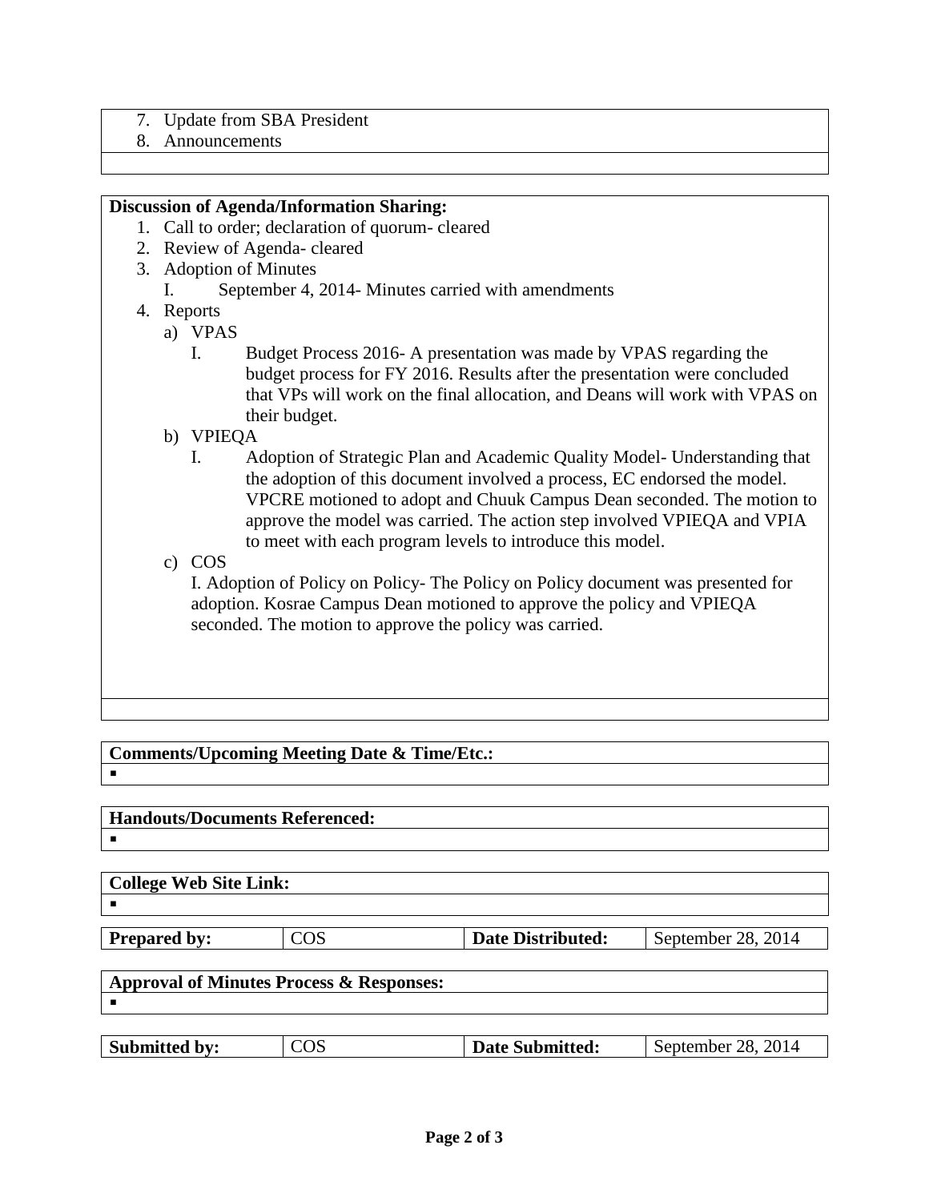7. Update from SBA President
8. Announcements

**Discussion of Agenda/Information Sharing:**

1. Call to order; declaration of quorum- cleared
2. Review of Agenda- cleared
3. Adoption of Minutes
   I. September 4, 2014- Minutes carried with amendments
4. Reports
   a) VPAS
      I. Budget Process 2016- A presentation was made by VPAS regarding the budget process for FY 2016. Results after the presentation were concluded that VPs will work on the final allocation, and Deans will work with VPAS on their budget.
   b) VPIEQA
      I. Adoption of Strategic Plan and Academic Quality Model- Understanding that the adoption of this document involved a process, EC endorsed the model. VPCRE motioned to adopt and Chuuk Campus Dean seconded. The motion to approve the model was carried. The action step involved VPIEQA and VPIA to meet with each program levels to introduce this model.
   c) COS
      I. Adoption of Policy on Policy- The Policy on Policy document was presented for adoption. Kosrae Campus Dean motioned to approve the policy and VPIEQA seconded. The motion to approve the policy was carried.

**Comments/Upcoming Meeting Date & Time/Etc.:**

- 

**Handouts/Documents Referenced:**

- 

**College Web Site Link:**

- 

| **Prepared by:** | COS | **Date Distributed:** | September 28, 2014 |
| --- | --- | --- | --- |

**Approval of Minutes Process & Responses:**

- 

| **Submitted by:** | COS | **Date Submitted:** | September 28, 2014 |
| --- | --- | --- | --- |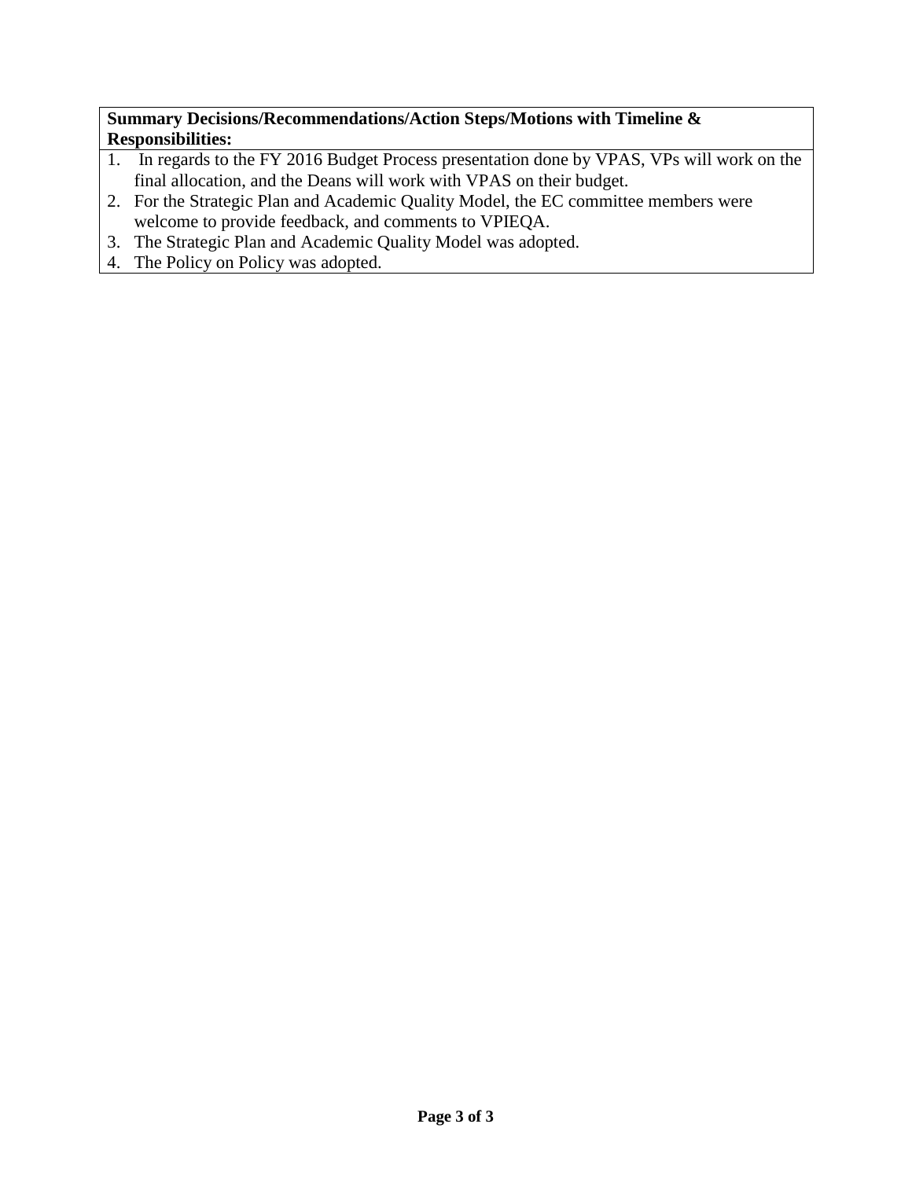**Summary Decisions/Recommendations/Action Steps/Motions with Timeline & Responsibilities:**

1. In regards to the FY 2016 Budget Process presentation done by VPAS, VPs will work on the final allocation, and the Deans will work with VPAS on their budget.
2. For the Strategic Plan and Academic Quality Model, the EC committee members were welcome to provide feedback, and comments to VPIEQA.
3. The Strategic Plan and Academic Quality Model was adopted.
4. The Policy on Policy was adopted.